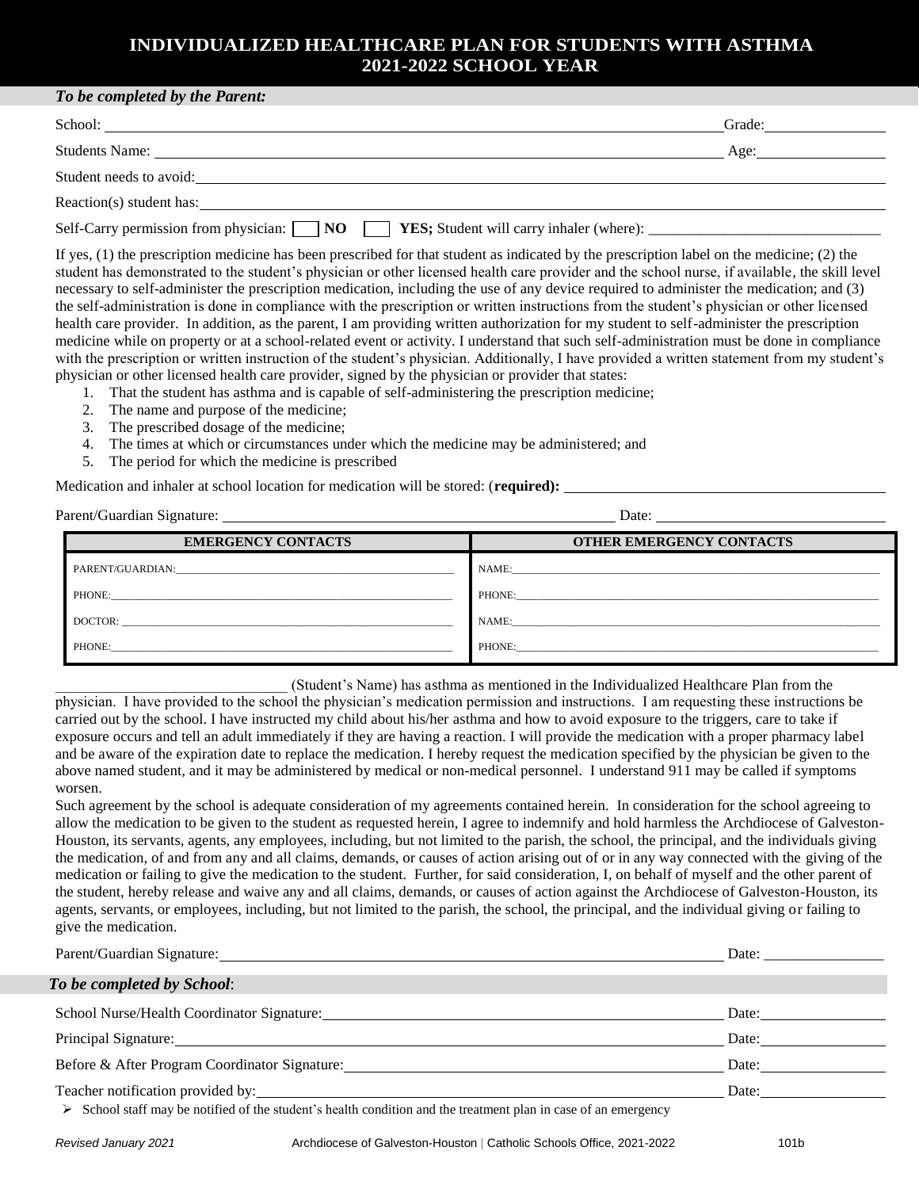# INDIVIDUALIZED HEALTHCARE PLAN FOR STUDENTS WITH ASTHMA
# 2021-2022 SCHOOL YEAR

***To be completed by the Parent:***

School: ______________________________ Grade: ____________

Students Name: ______________________________ Age: ____________

Student needs to avoid: ______________________________

Reaction(s) student has: ______________________________

Self-Carry permission from physician: ☐ **NO** ☐ **YES;** Student will carry inhaler (where): ______________________________

If yes, (1) the prescription medicine has been prescribed for that student as indicated by the prescription label on the medicine; (2) the student has demonstrated to the student's physician or other licensed health care provider and the school nurse, if available, the skill level necessary to self-administer the prescription medication, including the use of any device required to administer the medication; and (3) the self-administration is done in compliance with the prescription or written instructions from the student's physician or other licensed health care provider. In addition, as the parent, I am providing written authorization for my student to self-administer the prescription medicine while on property or at a school-related event or activity. I understand that such self-administration must be done in compliance with the prescription or written instruction of the student's physician. Additionally, I have provided a written statement from my student's physician or other licensed health care provider, signed by the physician or provider that states:

1. That the student has asthma and is capable of self-administering the prescription medicine;
2. The name and purpose of the medicine;
3. The prescribed dosage of the medicine;
4. The times at which or circumstances under which the medicine may be administered; and
5. The period for which the medicine is prescribed

Medication and inhaler at school location for medication will be stored: (**required):** ______________________________

Parent/Guardian Signature: ______________________________ Date: ____________

| EMERGENCY CONTACTS | OTHER EMERGENCY CONTACTS |
|---|---|
| PARENT/GUARDIAN: ______________________________ | NAME: ______________________________ |
| PHONE: ______________________________ | PHONE: ______________________________ |
| DOCTOR: ______________________________ | NAME: ______________________________ |
| PHONE: ______________________________ | PHONE: ______________________________ |

______________________________ (Student's Name) has asthma as mentioned in the Individualized Healthcare Plan from the physician. I have provided to the school the physician's medication permission and instructions. I am requesting these instructions be carried out by the school. I have instructed my child about his/her asthma and how to avoid exposure to the triggers, care to take if exposure occurs and tell an adult immediately if they are having a reaction. I will provide the medication with a proper pharmacy label and be aware of the expiration date to replace the medication. I hereby request the medication specified by the physician be given to the above named student, and it may be administered by medical or non-medical personnel. I understand 911 may be called if symptoms worsen.

Such agreement by the school is adequate consideration of my agreements contained herein. In consideration for the school agreeing to allow the medication to be given to the student as requested herein, I agree to indemnify and hold harmless the Archdiocese of Galveston-Houston, its servants, agents, any employees, including, but not limited to the parish, the school, the principal, and the individuals giving the medication, of and from any and all claims, demands, or causes of action arising out of or in any way connected with the giving of the medication or failing to give the medication to the student. Further, for said consideration, I, on behalf of myself and the other parent of the student, hereby release and waive any and all claims, demands, or causes of action against the Archdiocese of Galveston-Houston, its agents, servants, or employees, including, but not limited to the parish, the school, the principal, and the individual giving or failing to give the medication.

Parent/Guardian Signature: ______________________________ Date: ____________

***To be completed by School*:**

School Nurse/Health Coordinator Signature: ______________________________ Date: ____________

Principal Signature: ______________________________ Date: ____________

Before & After Program Coordinator Signature: ______________________________ Date: ____________

Teacher notification provided by: ______________________________ Date: ____________

- School staff may be notified of the student's health condition and the treatment plan in case of an emergency

*Revised January 2021* Archdiocese of Galveston-Houston | Catholic Schools Office, 2021-2022 101b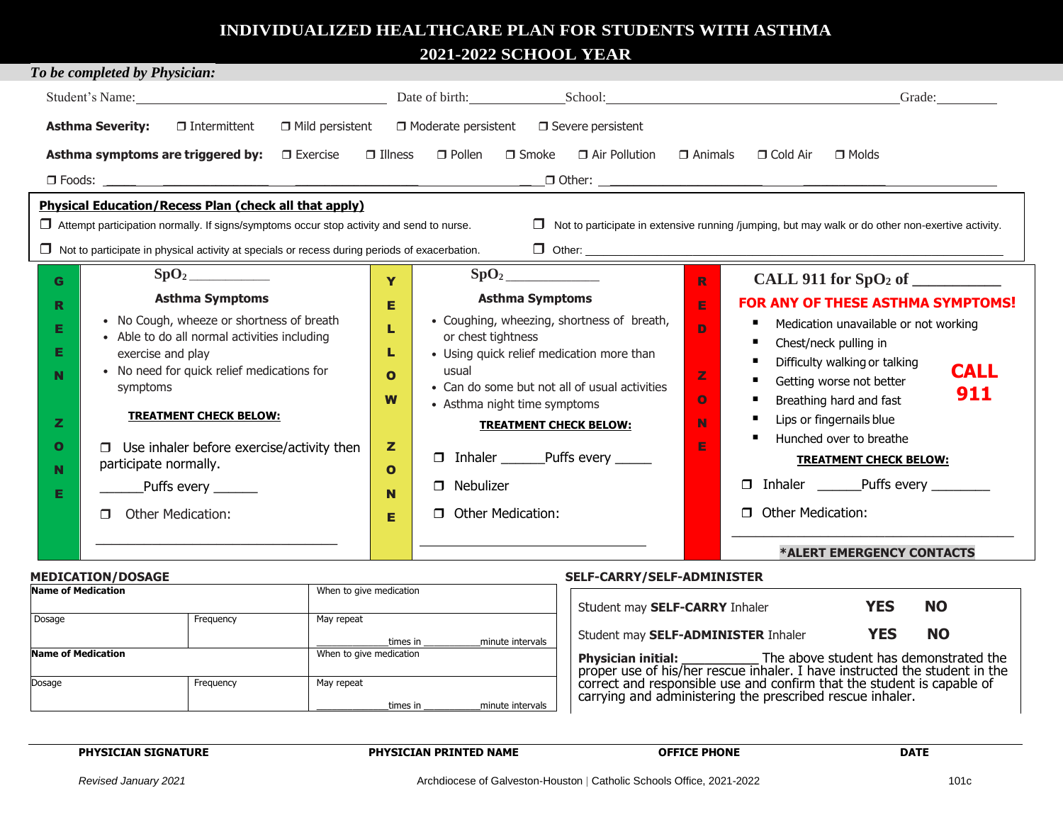# INDIVIDUALIZED HEALTHCARE PLAN FOR STUDENTS WITH ASTHMA

## 2021-2022 SCHOOL YEAR

*To be completed by Physician:*

Student's Name:______________________ Date of birth:__________ School:______________________ Grade:________

**Asthma Severity:** ❐ Intermittent ❐ Mild persistent ❐ Moderate persistent ❐ Severe persistent

**Asthma symptoms are triggered by:** ❐ Exercise ❐ Illness ❐ Pollen ❐ Smoke ❐ Air Pollution ❐ Animals ❐ Cold Air ❐ Molds

❐ Foods: ______________________ ❐ Other: ______________________

**Physical Education/Recess Plan (check all that apply)**

❐ Attempt participation normally. If signs/symptoms occur stop activity and send to nurse.

❐ Not to participate in extensive running /jumping, but may walk or do other non-exertive activity.

❐ Not to participate in physical activity at specials or recess during periods of exacerbation.

❐ Other: ______________________

| GREEN ZONE | YELLOW ZONE | RED ZONE |
|---|---|---|
| $SpO_2$ ________ | $SpO_2$ ________ | CALL 911 for $SpO_2$ of ________ |
| **Asthma Symptoms** | **Asthma Symptoms** | **FOR ANY OF THESE ASTHMA SYMPTOMS!** |
| • No Cough, wheeze or shortness of breath<br>• Able to do all normal activities including exercise and play<br>• No need for quick relief medications for symptoms | • Coughing, wheezing, shortness of breath, or chest tightness<br>• Using quick relief medication more than usual<br>• Can do some but not all of usual activities<br>• Asthma night time symptoms | ▪ Medication unavailable or not working<br>▪ Chest/neck pulling in<br>▪ Difficulty walking or talking<br>▪ Getting worse not better<br>▪ Breathing hard and fast<br>▪ Lips or fingernails blue<br>▪ Hunched over to breathe<br>**CALL 911** |
| **TREATMENT CHECK BELOW:** | **TREATMENT CHECK BELOW:** | **TREATMENT CHECK BELOW:** |
| ❐ Use inhaler before exercise/activity then participate normally.<br>______Puffs every ______ | ❐ Inhaler ______Puffs every _____<br>❐ Nebulizer | ❐ Inhaler ______Puffs every ________ |
| ❐ Other Medication:<br>______________________ | ❐ Other Medication:<br>______________________ | ❐ Other Medication:<br>______________________<br>**\*ALERT EMERGENCY CONTACTS** |

**MEDICATION/DOSAGE**

| **Name of Medication** | | When to give medication |
|---|---|---|
| Dosage | Frequency | May repeat<br>________times in ________minute intervals |
| **Name of Medication** | | When to give medication |
| Dosage | Frequency | May repeat<br>________times in ________minute intervals |

**SELF-CARRY/SELF-ADMINISTER**

Student may **SELF-CARRY** Inhaler **YES** **NO**

Student may **SELF-ADMINISTER** Inhaler **YES** **NO**

**Physician initial:** __________ The above student has demonstrated the proper use of his/her rescue inhaler. I have instructed the student in the correct and responsible use and confirm that the student is capable of carrying and administering the prescribed rescue inhaler.

| **PHYSICIAN SIGNATURE** | **PHYSICIAN PRINTED NAME** | **OFFICE PHONE** | **DATE** |
|---|---|---|---|

*Revised January 2021* Archdiocese of Galveston-Houston | Catholic Schools Office, 2021-2022 101c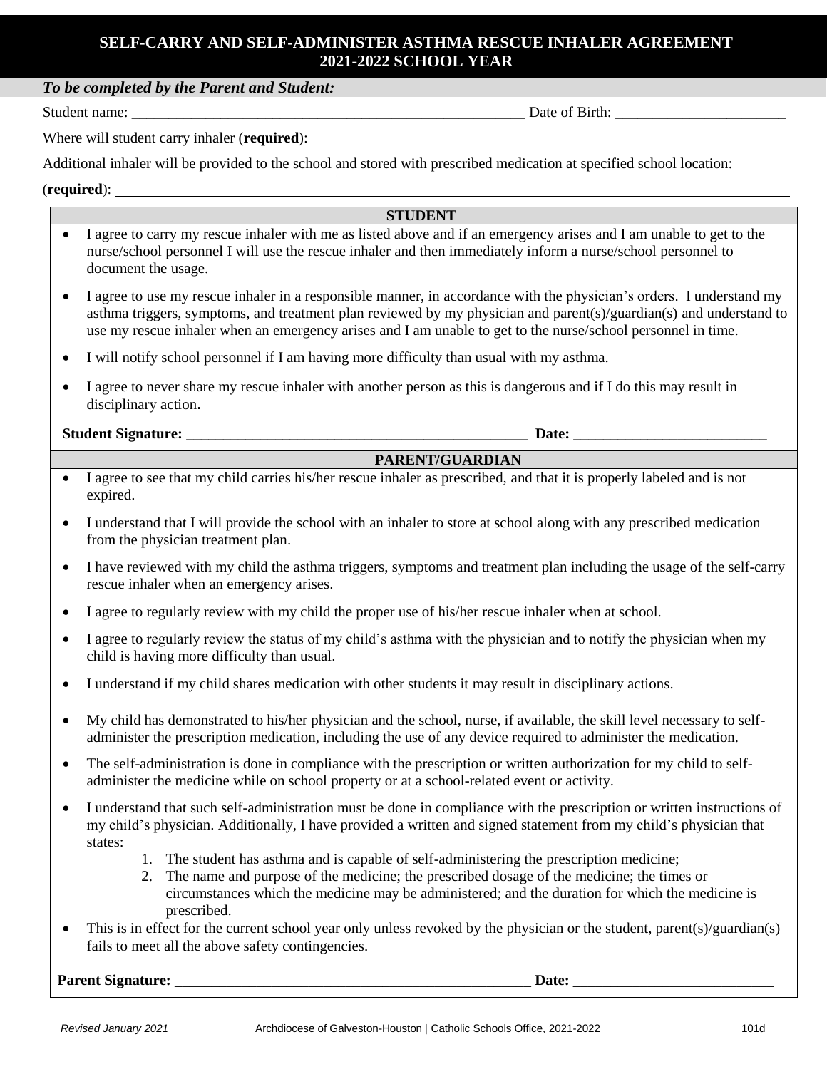# SELF-CARRY AND SELF-ADMINISTER ASTHMA RESCUE INHALER AGREEMENT 2021-2022 SCHOOL YEAR

***To be completed by the Parent and Student:***

Student name: ______________________________________________________ Date of Birth: _______________________

Where will student carry inhaler (**required**): ____________________________________________________________

Additional inhaler will be provided to the school and stored with prescribed medication at specified school location:

(**required**): ________________________________________________________________________________________

## STUDENT

- I agree to carry my rescue inhaler with me as listed above and if an emergency arises and I am unable to get to the nurse/school personnel I will use the rescue inhaler and then immediately inform a nurse/school personnel to document the usage.
- I agree to use my rescue inhaler in a responsible manner, in accordance with the physician's orders. I understand my asthma triggers, symptoms, and treatment plan reviewed by my physician and parent(s)/guardian(s) and understand to use my rescue inhaler when an emergency arises and I am unable to get to the nurse/school personnel in time.
- I will notify school personnel if I am having more difficulty than usual with my asthma.
- I agree to never share my rescue inhaler with another person as this is dangerous and if I do this may result in disciplinary action**.**

**Student Signature: _______________________________________________ Date: __________________________**

## PARENT/GUARDIAN

- I agree to see that my child carries his/her rescue inhaler as prescribed, and that it is properly labeled and is not expired.
- I understand that I will provide the school with an inhaler to store at school along with any prescribed medication from the physician treatment plan.
- I have reviewed with my child the asthma triggers, symptoms and treatment plan including the usage of the self-carry rescue inhaler when an emergency arises.
- I agree to regularly review with my child the proper use of his/her rescue inhaler when at school.
- I agree to regularly review the status of my child's asthma with the physician and to notify the physician when my child is having more difficulty than usual.
- I understand if my child shares medication with other students it may result in disciplinary actions.
- My child has demonstrated to his/her physician and the school, nurse, if available, the skill level necessary to self-administer the prescription medication, including the use of any device required to administer the medication.
- The self-administration is done in compliance with the prescription or written authorization for my child to self-administer the medicine while on school property or at a school-related event or activity.
- I understand that such self-administration must be done in compliance with the prescription or written instructions of my child's physician. Additionally, I have provided a written and signed statement from my child's physician that states:
    1. The student has asthma and is capable of self-administering the prescription medicine;
    2. The name and purpose of the medicine; the prescribed dosage of the medicine; the times or circumstances which the medicine may be administered; and the duration for which the medicine is prescribed.
- This is in effect for the current school year only unless revoked by the physician or the student, parent(s)/guardian(s) fails to meet all the above safety contingencies.

**Parent Signature: _________________________________________________ Date: ___________________________**

*Revised January 2021* Archdiocese of Galveston-Houston | Catholic Schools Office, 2021-2022 101d